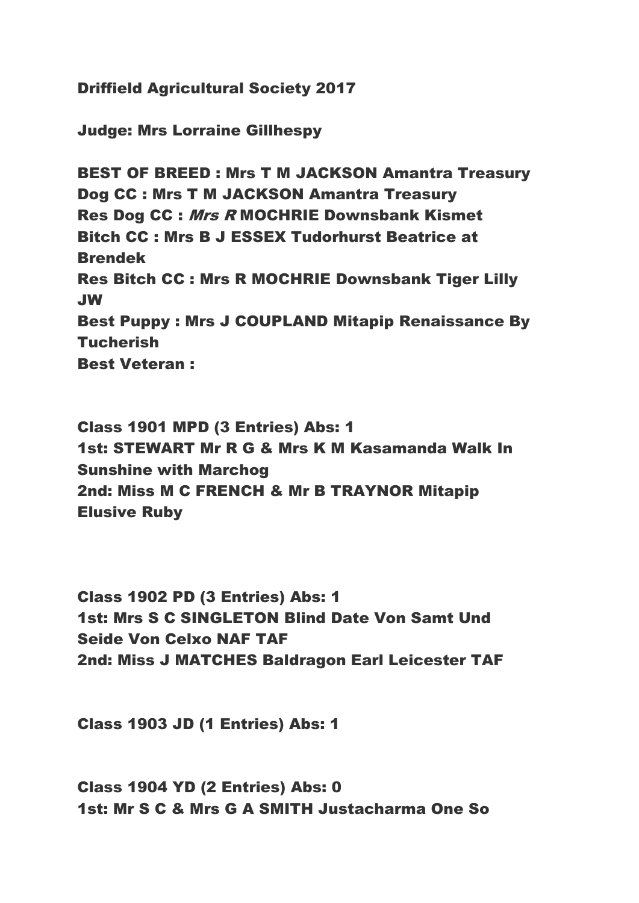**Driffield Agricultural Society 2017**

**Judge: Mrs Lorraine Gillhespy**

**BEST OF BREED : Mrs T M JACKSON Amantra Treasury**
**Dog CC : Mrs T M JACKSON Amantra Treasury**
**Res Dog CC : *Mrs R* MOCHRIE Downsbank Kismet**
**Bitch CC : Mrs B J ESSEX Tudorhurst Beatrice at Brendek**
**Res Bitch CC : Mrs R MOCHRIE Downsbank Tiger Lilly JW**
**Best Puppy : Mrs J COUPLAND Mitapip Renaissance By Tucherish**
**Best Veteran :**

**Class 1901 MPD (3 Entries) Abs: 1**
**1st: STEWART Mr R G & Mrs K M Kasamanda Walk In Sunshine with Marchog**
**2nd: Miss M C FRENCH & Mr B TRAYNOR Mitapip Elusive Ruby**

**Class 1902 PD (3 Entries) Abs: 1**
**1st: Mrs S C SINGLETON Blind Date Von Samt Und Seide Von Celxo NAF TAF**
**2nd: Miss J MATCHES Baldragon Earl Leicester TAF**

**Class 1903 JD (1 Entries) Abs: 1**

**Class 1904 YD (2 Entries) Abs: 0**
**1st: Mr S C & Mrs G A SMITH Justacharma One So**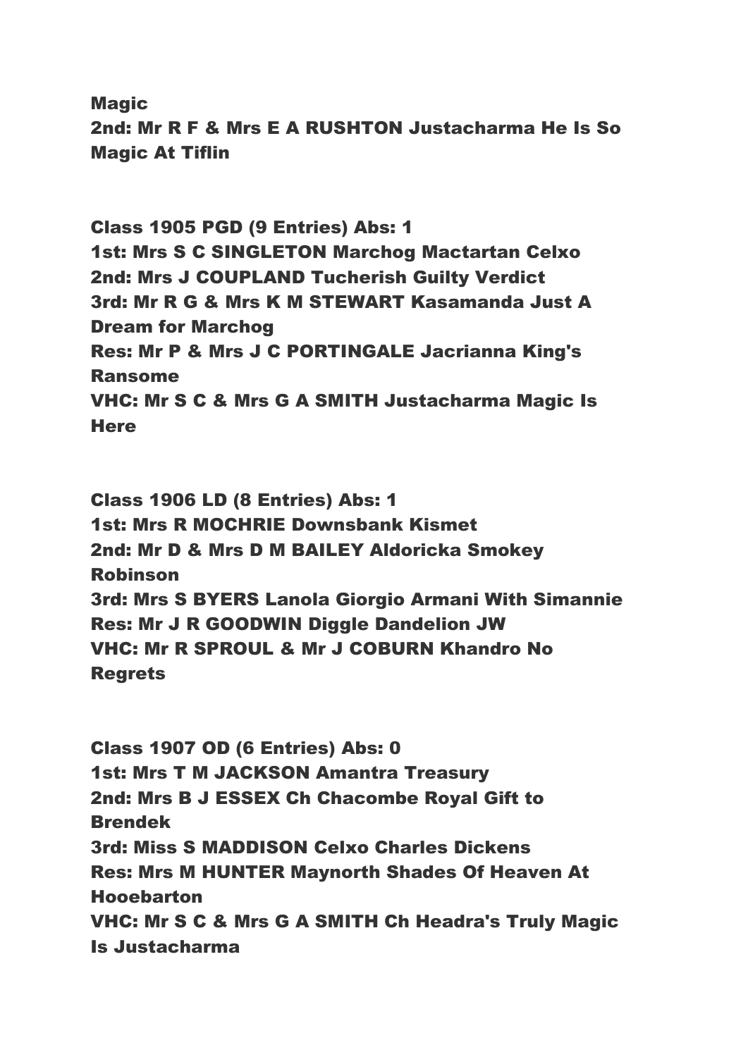**Magic**
**2nd: Mr R F & Mrs E A RUSHTON Justacharma He Is So Magic At Tiflin**

**Class 1905 PGD (9 Entries) Abs: 1**
**1st: Mrs S C SINGLETON Marchog Mactartan Celxo**
**2nd: Mrs J COUPLAND Tucherish Guilty Verdict**
**3rd: Mr R G & Mrs K M STEWART Kasamanda Just A Dream for Marchog**
**Res: Mr P & Mrs J C PORTINGALE Jacrianna King's Ransome**
**VHC: Mr S C & Mrs G A SMITH Justacharma Magic Is Here**

**Class 1906 LD (8 Entries) Abs: 1**
**1st: Mrs R MOCHRIE Downsbank Kismet**
**2nd: Mr D & Mrs D M BAILEY Aldoricka Smokey Robinson**
**3rd: Mrs S BYERS Lanola Giorgio Armani With Simannie**
**Res: Mr J R GOODWIN Diggle Dandelion JW**
**VHC: Mr R SPROUL & Mr J COBURN Khandro No Regrets**

**Class 1907 OD (6 Entries) Abs: 0**
**1st: Mrs T M JACKSON Amantra Treasury**
**2nd: Mrs B J ESSEX Ch Chacombe Royal Gift to Brendek**
**3rd: Miss S MADDISON Celxo Charles Dickens**
**Res: Mrs M HUNTER Maynorth Shades Of Heaven At Hooebarton**
**VHC: Mr S C & Mrs G A SMITH Ch Headra's Truly Magic Is Justacharma**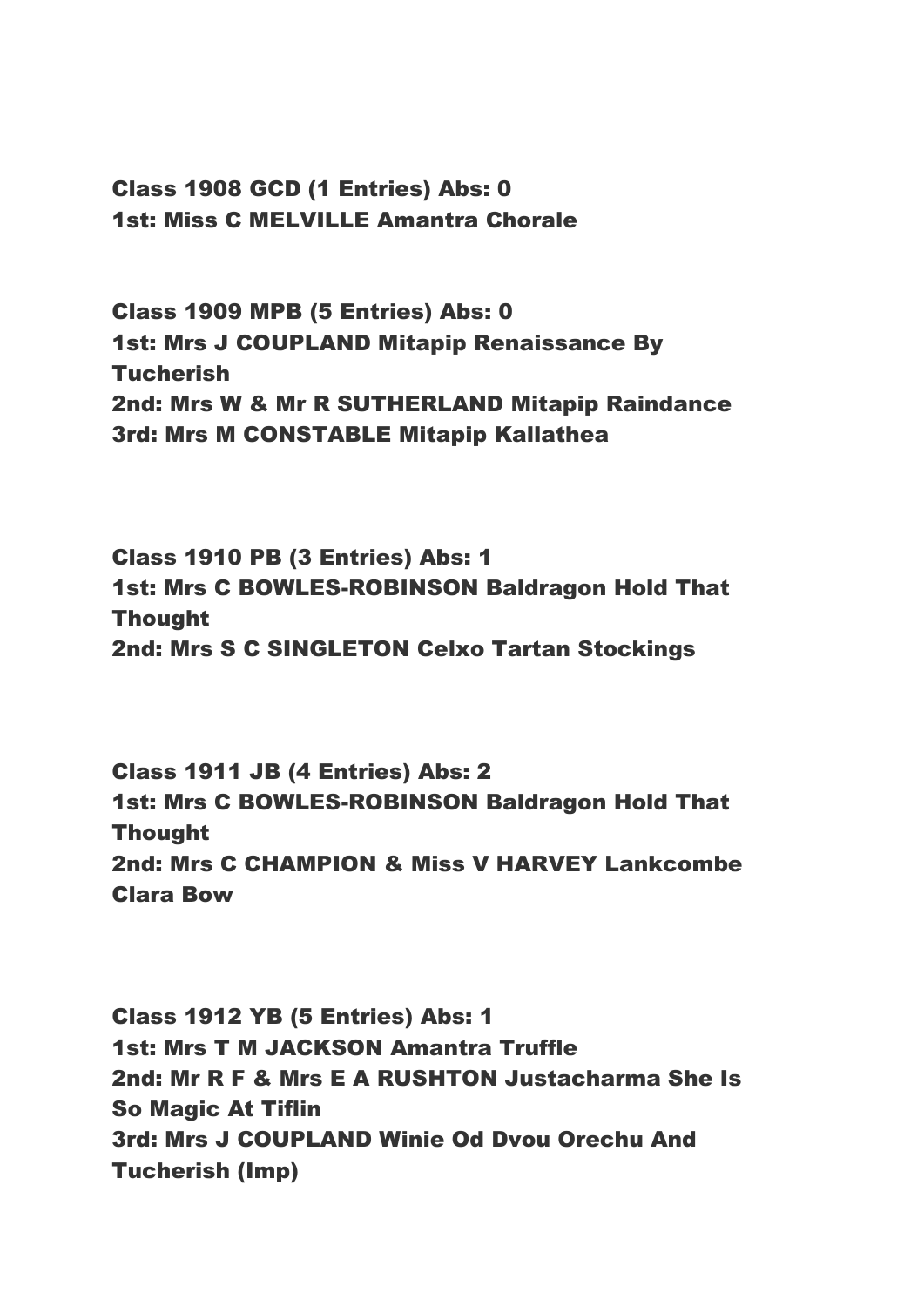**Class 1908 GCD (1 Entries) Abs: 0**
**1st: Miss C MELVILLE Amantra Chorale**

**Class 1909 MPB (5 Entries) Abs: 0**
**1st: Mrs J COUPLAND Mitapip Renaissance By Tucherish**
**2nd: Mrs W & Mr R SUTHERLAND Mitapip Raindance**
**3rd: Mrs M CONSTABLE Mitapip Kallathea**

**Class 1910 PB (3 Entries) Abs: 1**
**1st: Mrs C BOWLES-ROBINSON Baldragon Hold That Thought**
**2nd: Mrs S C SINGLETON Celxo Tartan Stockings**

**Class 1911 JB (4 Entries) Abs: 2**
**1st: Mrs C BOWLES-ROBINSON Baldragon Hold That Thought**
**2nd: Mrs C CHAMPION & Miss V HARVEY Lankcombe Clara Bow**

**Class 1912 YB (5 Entries) Abs: 1**
**1st: Mrs T M JACKSON Amantra Truffle**
**2nd: Mr R F & Mrs E A RUSHTON Justacharma She Is So Magic At Tiflin**
**3rd: Mrs J COUPLAND Winie Od Dvou Orechu And Tucherish (Imp)**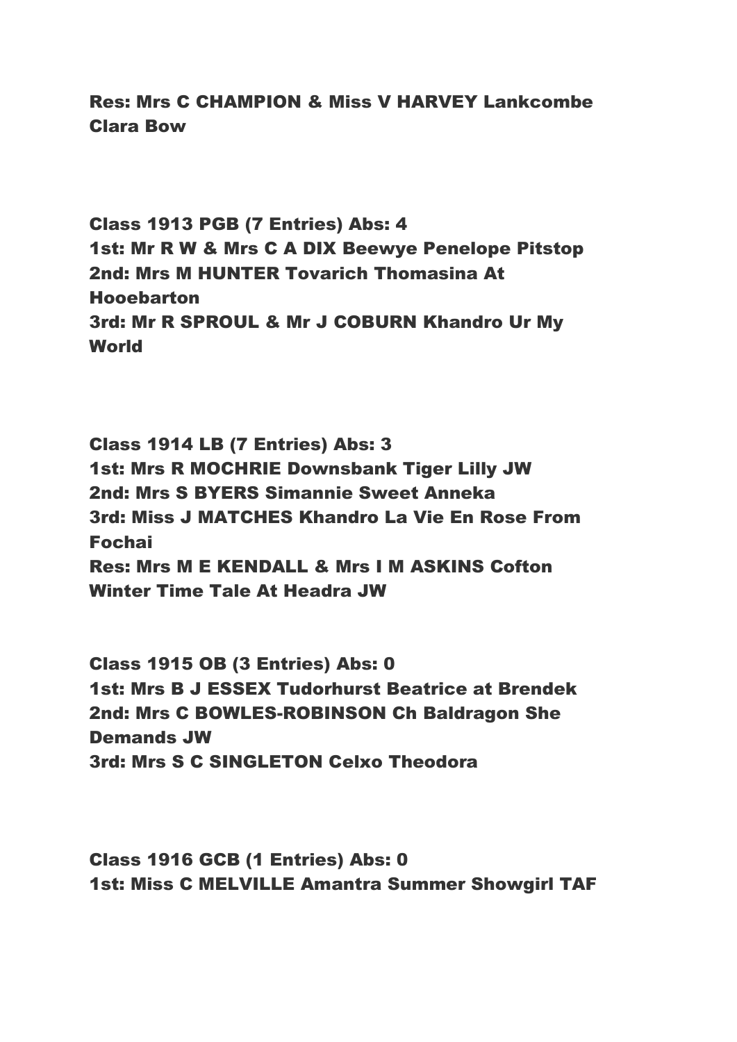**Res: Mrs C CHAMPION & Miss V HARVEY Lankcombe Clara Bow**

**Class 1913 PGB (7 Entries) Abs: 4**
**1st: Mr R W & Mrs C A DIX Beewye Penelope Pitstop**
**2nd: Mrs M HUNTER Tovarich Thomasina At Hooebarton**
**3rd: Mr R SPROUL & Mr J COBURN Khandro Ur My World**

**Class 1914 LB (7 Entries) Abs: 3**
**1st: Mrs R MOCHRIE Downsbank Tiger Lilly JW**
**2nd: Mrs S BYERS Simannie Sweet Anneka**
**3rd: Miss J MATCHES Khandro La Vie En Rose From Fochai**
**Res: Mrs M E KENDALL & Mrs I M ASKINS Cofton Winter Time Tale At Headra JW**

**Class 1915 OB (3 Entries) Abs: 0**
**1st: Mrs B J ESSEX Tudorhurst Beatrice at Brendek**
**2nd: Mrs C BOWLES-ROBINSON Ch Baldragon She Demands JW**
**3rd: Mrs S C SINGLETON Celxo Theodora**

**Class 1916 GCB (1 Entries) Abs: 0**
**1st: Miss C MELVILLE Amantra Summer Showgirl TAF**